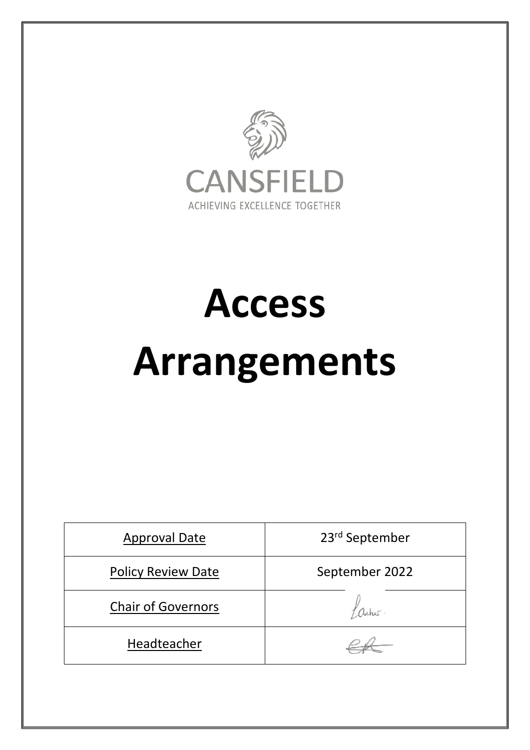CANSFIELD

ACHIEVING EXCELLENCE TOGETHER

# Access Arrangements

| Approval Date | 23rd September |
|---|---|
| Policy Review Date | September 2022 |
| Chair of Governors | |
| Headteacher | |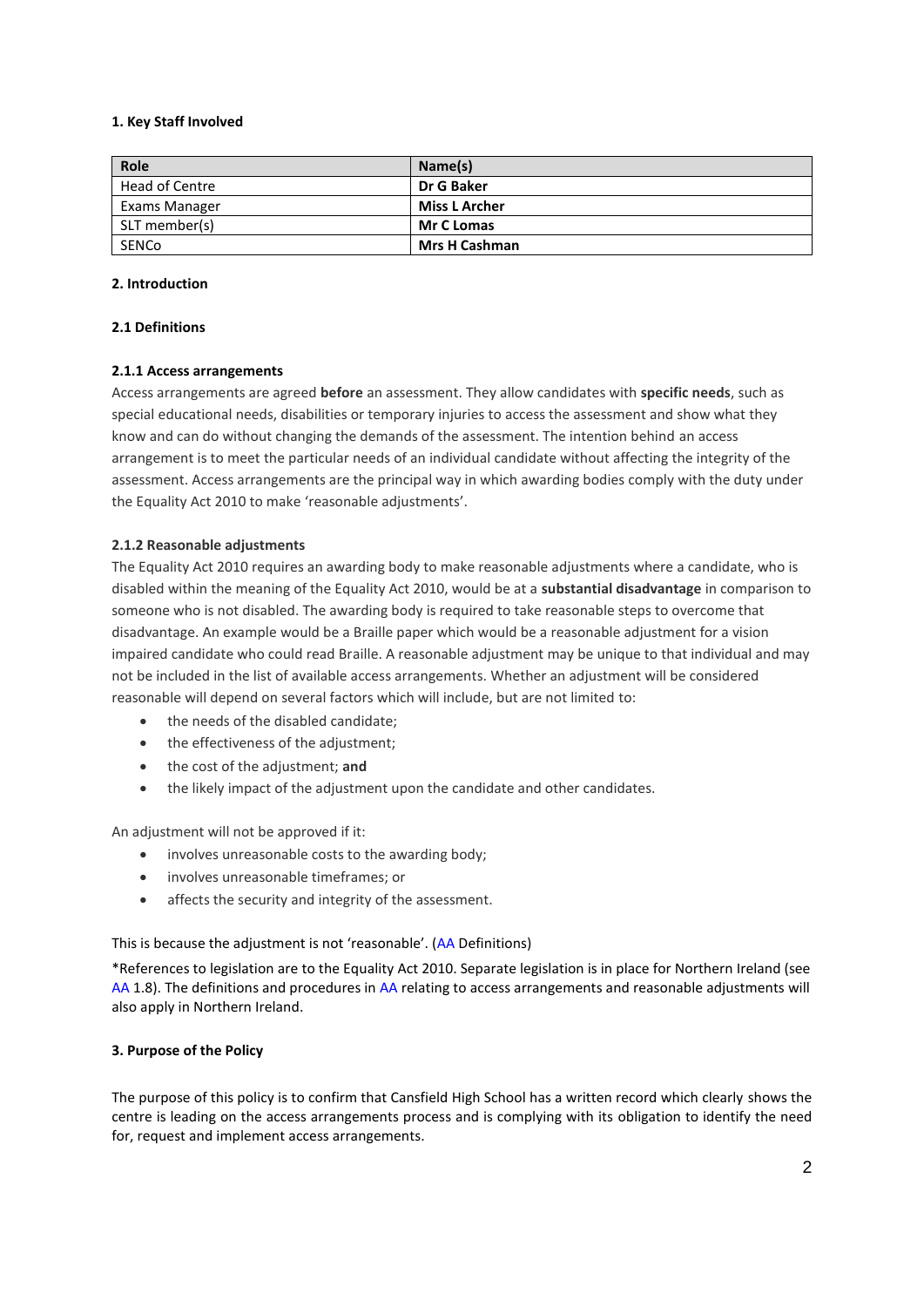### 1. Key Staff Involved

| Role | Name(s) |
|---|---|
| Head of Centre | **Dr G Baker** |
| Exams Manager | **Miss L Archer** |
| SLT member(s) | **Mr C Lomas** |
| SENCo | **Mrs H Cashman** |

### 2. Introduction

#### 2.1 Definitions

#### 2.1.1 Access arrangements

Access arrangements are agreed **before** an assessment. They allow candidates with **specific needs**, such as special educational needs, disabilities or temporary injuries to access the assessment and show what they know and can do without changing the demands of the assessment. The intention behind an access arrangement is to meet the particular needs of an individual candidate without affecting the integrity of the assessment. Access arrangements are the principal way in which awarding bodies comply with the duty under the Equality Act 2010 to make 'reasonable adjustments'.

#### 2.1.2 Reasonable adjustments

The Equality Act 2010 requires an awarding body to make reasonable adjustments where a candidate, who is disabled within the meaning of the Equality Act 2010, would be at a **substantial disadvantage** in comparison to someone who is not disabled. The awarding body is required to take reasonable steps to overcome that disadvantage. An example would be a Braille paper which would be a reasonable adjustment for a vision impaired candidate who could read Braille. A reasonable adjustment may be unique to that individual and may not be included in the list of available access arrangements. Whether an adjustment will be considered reasonable will depend on several factors which will include, but are not limited to:

- the needs of the disabled candidate;
- the effectiveness of the adjustment;
- the cost of the adjustment; **and**
- the likely impact of the adjustment upon the candidate and other candidates.

An adjustment will not be approved if it:

- involves unreasonable costs to the awarding body;
- involves unreasonable timeframes; or
- affects the security and integrity of the assessment.

This is because the adjustment is not 'reasonable'. (AA Definitions)

*References to legislation are to the Equality Act 2010. Separate legislation is in place for Northern Ireland (see AA 1.8). The definitions and procedures in AA relating to access arrangements and reasonable adjustments will also apply in Northern Ireland.

### 3. Purpose of the Policy

The purpose of this policy is to confirm that Cansfield High School has a written record which clearly shows the centre is leading on the access arrangements process and is complying with its obligation to identify the need for, request and implement access arrangements.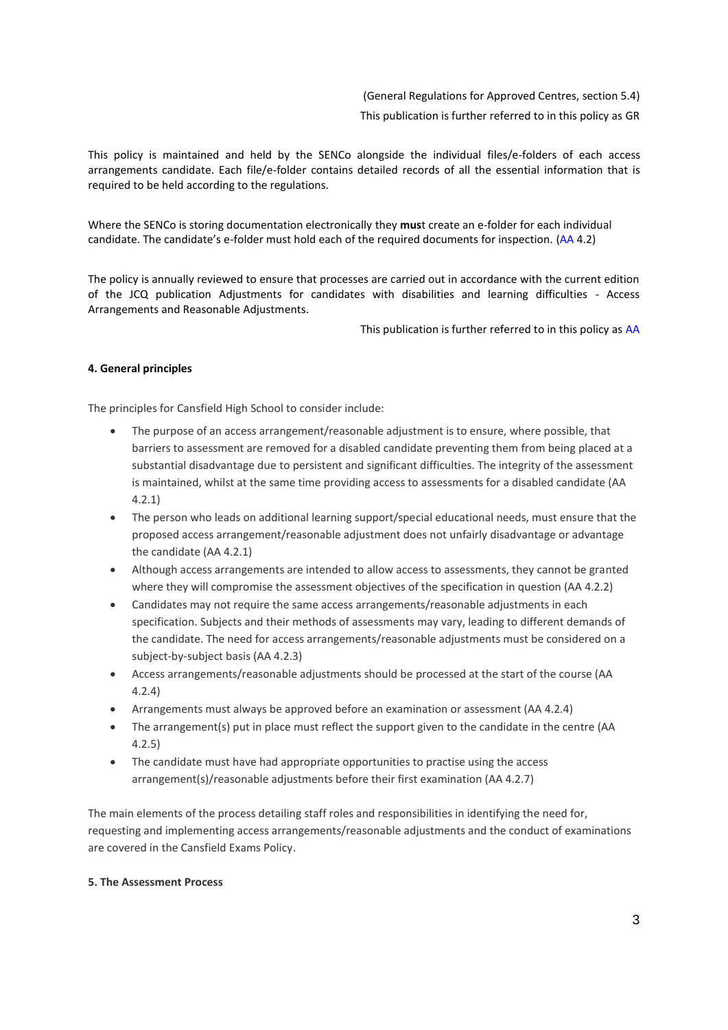(General Regulations for Approved Centres, section 5.4)

This publication is further referred to in this policy as GR

This policy is maintained and held by the SENCo alongside the individual files/e-folders of each access arrangements candidate. Each file/e-folder contains detailed records of all the essential information that is required to be held according to the regulations.

Where the SENCo is storing documentation electronically they **mus**t create an e-folder for each individual candidate. The candidate's e-folder must hold each of the required documents for inspection. (AA 4.2)

The policy is annually reviewed to ensure that processes are carried out in accordance with the current edition of the JCQ publication Adjustments for candidates with disabilities and learning difficulties - Access Arrangements and Reasonable Adjustments.

This publication is further referred to in this policy as AA

#### 4. General principles

The principles for Cansfield High School to consider include:

- The purpose of an access arrangement/reasonable adjustment is to ensure, where possible, that barriers to assessment are removed for a disabled candidate preventing them from being placed at a substantial disadvantage due to persistent and significant difficulties. The integrity of the assessment is maintained, whilst at the same time providing access to assessments for a disabled candidate (AA 4.2.1)
- The person who leads on additional learning support/special educational needs, must ensure that the proposed access arrangement/reasonable adjustment does not unfairly disadvantage or advantage the candidate (AA 4.2.1)
- Although access arrangements are intended to allow access to assessments, they cannot be granted where they will compromise the assessment objectives of the specification in question (AA 4.2.2)
- Candidates may not require the same access arrangements/reasonable adjustments in each specification. Subjects and their methods of assessments may vary, leading to different demands of the candidate. The need for access arrangements/reasonable adjustments must be considered on a subject-by-subject basis (AA 4.2.3)
- Access arrangements/reasonable adjustments should be processed at the start of the course (AA 4.2.4)
- Arrangements must always be approved before an examination or assessment (AA 4.2.4)
- The arrangement(s) put in place must reflect the support given to the candidate in the centre (AA 4.2.5)
- The candidate must have had appropriate opportunities to practise using the access arrangement(s)/reasonable adjustments before their first examination (AA 4.2.7)

The main elements of the process detailing staff roles and responsibilities in identifying the need for, requesting and implementing access arrangements/reasonable adjustments and the conduct of examinations are covered in the Cansfield Exams Policy.

#### 5. The Assessment Process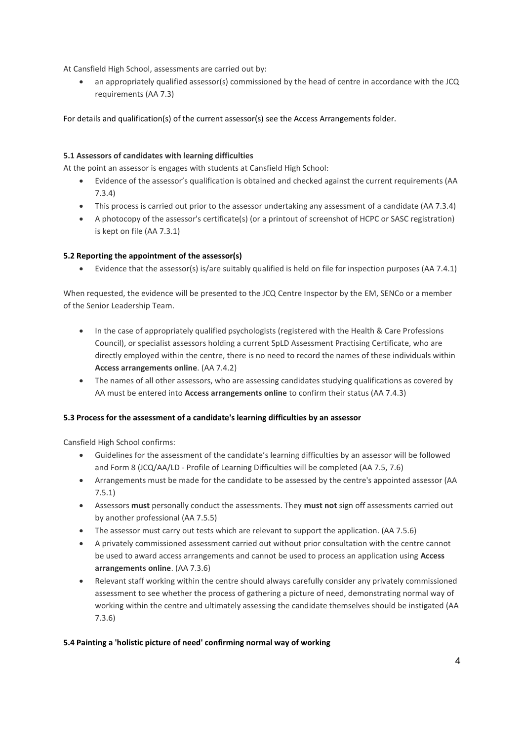At Cansfield High School, assessments are carried out by:

- an appropriately qualified assessor(s) commissioned by the head of centre in accordance with the JCQ requirements (AA 7.3)

For details and qualification(s) of the current assessor(s) see the Access Arrangements folder.

**5.1 Assessors of candidates with learning difficulties**

At the point an assessor is engages with students at Cansfield High School:

- Evidence of the assessor's qualification is obtained and checked against the current requirements (AA 7.3.4)
- This process is carried out prior to the assessor undertaking any assessment of a candidate (AA 7.3.4)
- A photocopy of the assessor's certificate(s) (or a printout of screenshot of HCPC or SASC registration) is kept on file (AA 7.3.1)

**5.2 Reporting the appointment of the assessor(s)**

- Evidence that the assessor(s) is/are suitably qualified is held on file for inspection purposes (AA 7.4.1)

When requested, the evidence will be presented to the JCQ Centre Inspector by the EM, SENCo or a member of the Senior Leadership Team.

- In the case of appropriately qualified psychologists (registered with the Health & Care Professions Council), or specialist assessors holding a current SpLD Assessment Practising Certificate, who are directly employed within the centre, there is no need to record the names of these individuals within **Access arrangements online**. (AA 7.4.2)
- The names of all other assessors, who are assessing candidates studying qualifications as covered by AA must be entered into **Access arrangements online** to confirm their status (AA 7.4.3)

**5.3 Process for the assessment of a candidate's learning difficulties by an assessor**

Cansfield High School confirms:

- Guidelines for the assessment of the candidate's learning difficulties by an assessor will be followed and Form 8 (JCQ/AA/LD - Profile of Learning Difficulties will be completed (AA 7.5, 7.6)
- Arrangements must be made for the candidate to be assessed by the centre's appointed assessor (AA 7.5.1)
- Assessors **must** personally conduct the assessments. They **must not** sign off assessments carried out by another professional (AA 7.5.5)
- The assessor must carry out tests which are relevant to support the application. (AA 7.5.6)
- A privately commissioned assessment carried out without prior consultation with the centre cannot be used to award access arrangements and cannot be used to process an application using **Access arrangements online**. (AA 7.3.6)
- Relevant staff working within the centre should always carefully consider any privately commissioned assessment to see whether the process of gathering a picture of need, demonstrating normal way of working within the centre and ultimately assessing the candidate themselves should be instigated (AA 7.3.6)

**5.4 Painting a 'holistic picture of need' confirming normal way of working**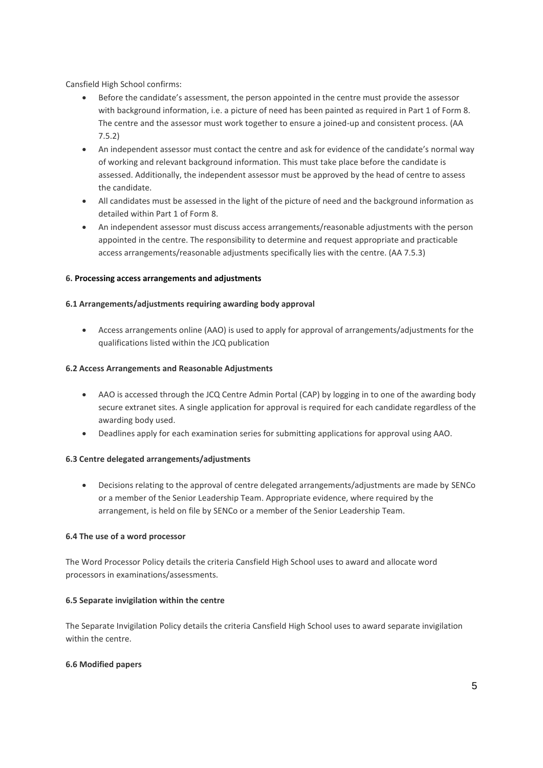Cansfield High School confirms:

- Before the candidate's assessment, the person appointed in the centre must provide the assessor with background information, i.e. a picture of need has been painted as required in Part 1 of Form 8. The centre and the assessor must work together to ensure a joined-up and consistent process. (AA 7.5.2)
- An independent assessor must contact the centre and ask for evidence of the candidate's normal way of working and relevant background information. This must take place before the candidate is assessed. Additionally, the independent assessor must be approved by the head of centre to assess the candidate.
- All candidates must be assessed in the light of the picture of need and the background information as detailed within Part 1 of Form 8.
- An independent assessor must discuss access arrangements/reasonable adjustments with the person appointed in the centre. The responsibility to determine and request appropriate and practicable access arrangements/reasonable adjustments specifically lies with the centre. (AA 7.5.3)

### 6. Processing access arrangements and adjustments

#### 6.1 Arrangements/adjustments requiring awarding body approval

- Access arrangements online (AAO) is used to apply for approval of arrangements/adjustments for the qualifications listed within the JCQ publication

#### 6.2 Access Arrangements and Reasonable Adjustments

- AAO is accessed through the JCQ Centre Admin Portal (CAP) by logging in to one of the awarding body secure extranet sites. A single application for approval is required for each candidate regardless of the awarding body used.
- Deadlines apply for each examination series for submitting applications for approval using AAO.

#### 6.3 Centre delegated arrangements/adjustments

- Decisions relating to the approval of centre delegated arrangements/adjustments are made by SENCo or a member of the Senior Leadership Team. Appropriate evidence, where required by the arrangement, is held on file by SENCo or a member of the Senior Leadership Team.

#### 6.4 The use of a word processor

The Word Processor Policy details the criteria Cansfield High School uses to award and allocate word processors in examinations/assessments.

#### 6.5 Separate invigilation within the centre

The Separate Invigilation Policy details the criteria Cansfield High School uses to award separate invigilation within the centre.

#### 6.6 Modified papers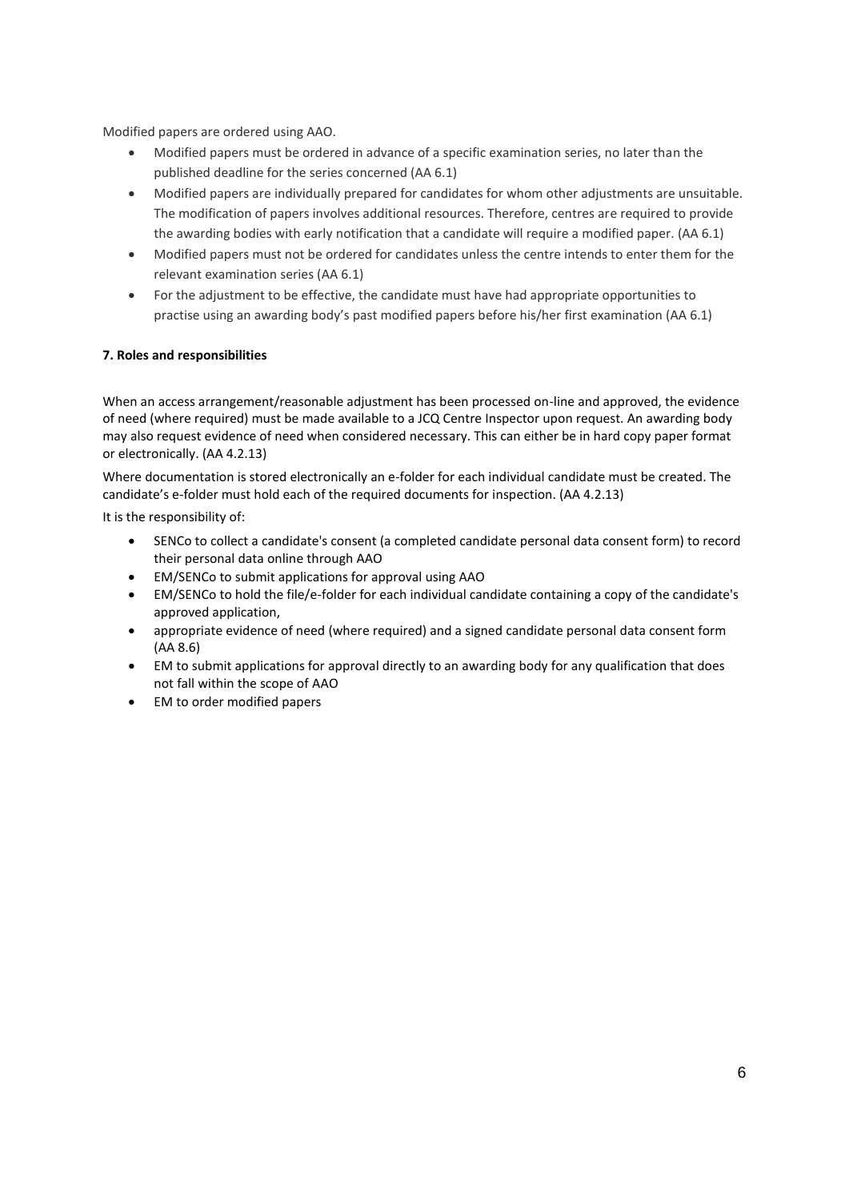Modified papers are ordered using AAO.

- Modified papers must be ordered in advance of a specific examination series, no later than the published deadline for the series concerned (AA 6.1)
- Modified papers are individually prepared for candidates for whom other adjustments are unsuitable. The modification of papers involves additional resources. Therefore, centres are required to provide the awarding bodies with early notification that a candidate will require a modified paper. (AA 6.1)
- Modified papers must not be ordered for candidates unless the centre intends to enter them for the relevant examination series (AA 6.1)
- For the adjustment to be effective, the candidate must have had appropriate opportunities to practise using an awarding body's past modified papers before his/her first examination (AA 6.1)

**7. Roles and responsibilities**

When an access arrangement/reasonable adjustment has been processed on-line and approved, the evidence of need (where required) must be made available to a JCQ Centre Inspector upon request. An awarding body may also request evidence of need when considered necessary. This can either be in hard copy paper format or electronically. (AA 4.2.13)

Where documentation is stored electronically an e-folder for each individual candidate must be created. The candidate's e-folder must hold each of the required documents for inspection. (AA 4.2.13)

It is the responsibility of:

- SENCo to collect a candidate's consent (a completed candidate personal data consent form) to record their personal data online through AAO
- EM/SENCo to submit applications for approval using AAO
- EM/SENCo to hold the file/e-folder for each individual candidate containing a copy of the candidate's approved application,
- appropriate evidence of need (where required) and a signed candidate personal data consent form (AA 8.6)
- EM to submit applications for approval directly to an awarding body for any qualification that does not fall within the scope of AAO
- EM to order modified papers